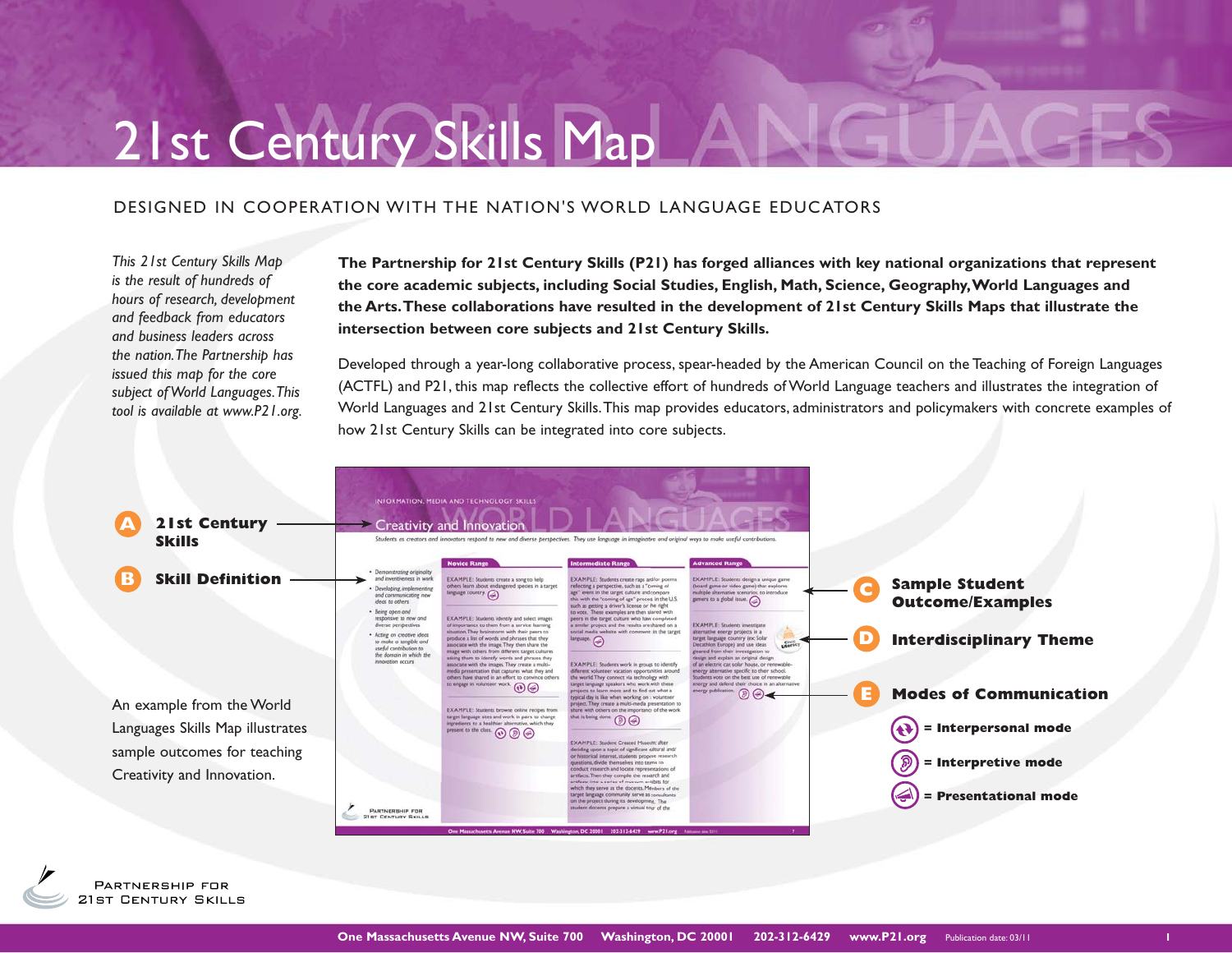# 21st Century Skills Map

## DESIGNED IN COOPERATION WITH THE NATION'S WORLD LANGUAGE EDUCATORS

*This 21st Century Skills Map is the result of hundreds of hours of research, development and feedback from educators and business leaders across the nation. The Partnership has issued this map for the core subject of World Languages. This tool is available at www.P21.org.*

**The Partnership for 21st Century Skills (P21) has forged alliances with key national organizations that represent the core academic subjects, including Social Studies, English, Math, Science, Geography, World Languages and the Arts. These collaborations have resulted in the development of 21st Century Skills Maps that illustrate the intersection between core subjects and 21st Century Skills.**

Developed through a year-long collaborative process, spear-headed by the American Council on the Teaching of Foreign Languages (ACTFL) and P21, this map reflects the collective effort of hundreds of World Language teachers and illustrates the integration of World Languages and 21st Century Skills. This map provides educators, administrators and policymakers with concrete examples of how 21st Century Skills can be integrated into core subjects.

**A** **21st Century Skills**

**B** **Skill Definition**

**C** **Sample Student Outcome/Examples**

**D** **Interdisciplinary Theme**

**E** **Modes of Communication**

- **= Interpersonal mode**
- **= Interpretive mode**
- **= Presentational mode**

An example from the World Languages Skills Map illustrates sample outcomes for teaching Creativity and Innovation.

PARTNERSHIP FOR 21ST CENTURY SKILLS

One Massachusetts Avenue NW, Suite 700 Washington, DC 20001 202-312-6429 www.P21.org Publication date: 03/11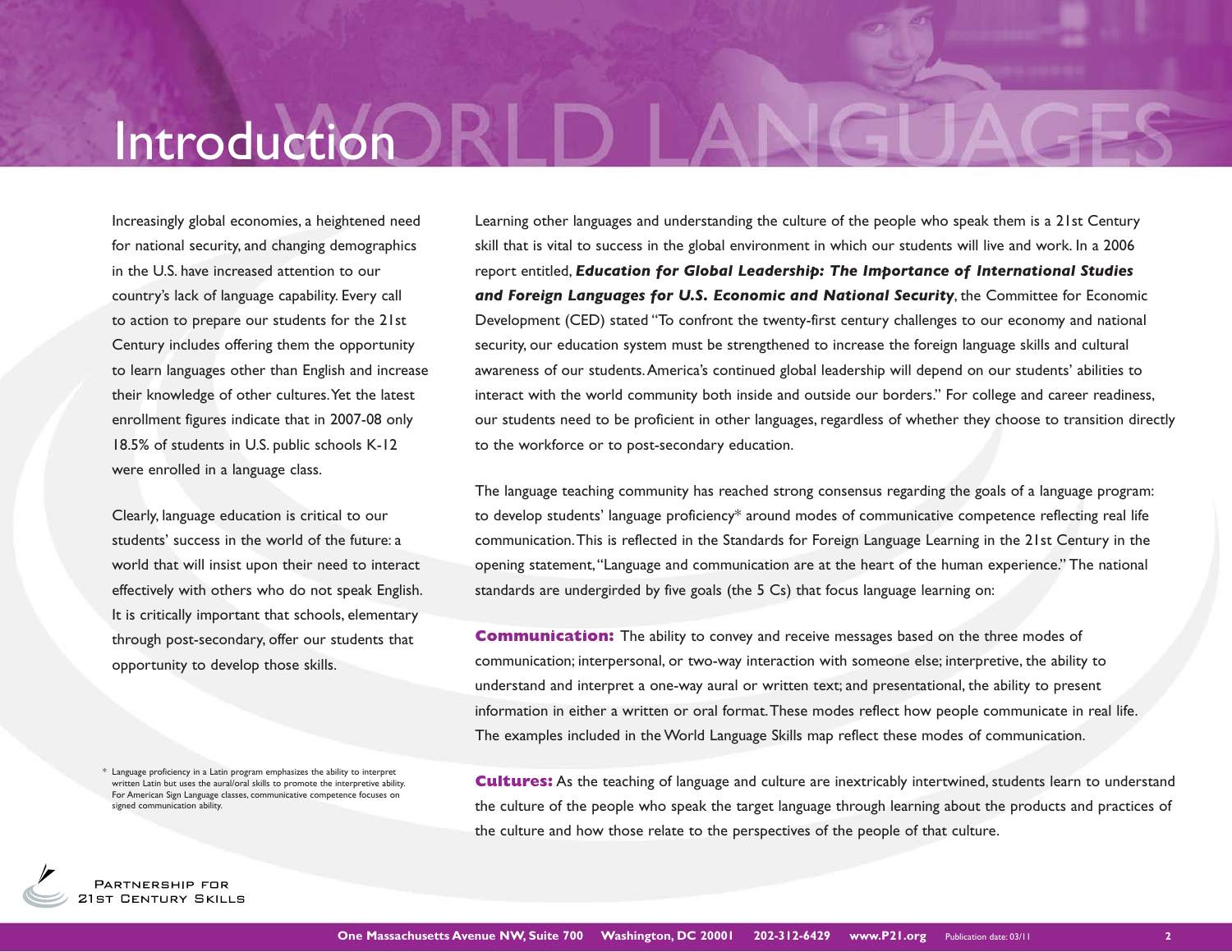# Introduction

Increasingly global economies, a heightened need for national security, and changing demographics in the U.S. have increased attention to our country's lack of language capability. Every call to action to prepare our students for the 21st Century includes offering them the opportunity to learn languages other than English and increase their knowledge of other cultures. Yet the latest enrollment figures indicate that in 2007-08 only 18.5% of students in U.S. public schools K-12 were enrolled in a language class.

Clearly, language education is critical to our students' success in the world of the future: a world that will insist upon their need to interact effectively with others who do not speak English. It is critically important that schools, elementary through post-secondary, offer our students that opportunity to develop those skills.

Learning other languages and understanding the culture of the people who speak them is a 21st Century skill that is vital to success in the global environment in which our students will live and work. In a 2006 report entitled, ***Education for Global Leadership: The Importance of International Studies and Foreign Languages for U.S. Economic and National Security***, the Committee for Economic Development (CED) stated "To confront the twenty-first century challenges to our economy and national security, our education system must be strengthened to increase the foreign language skills and cultural awareness of our students. America's continued global leadership will depend on our students' abilities to interact with the world community both inside and outside our borders." For college and career readiness, our students need to be proficient in other languages, regardless of whether they choose to transition directly to the workforce or to post-secondary education.

The language teaching community has reached strong consensus regarding the goals of a language program: to develop students' language proficiency* around modes of communicative competence reflecting real life communication. This is reflected in the Standards for Foreign Language Learning in the 21st Century in the opening statement, "Language and communication are at the heart of the human experience." The national standards are undergirded by five goals (the 5 Cs) that focus language learning on:

**Communication:** The ability to convey and receive messages based on the three modes of communication; interpersonal, or two-way interaction with someone else; interpretive, the ability to understand and interpret a one-way aural or written text; and presentational, the ability to present information in either a written or oral format. These modes reflect how people communicate in real life. The examples included in the World Language Skills map reflect these modes of communication.

**Cultures:** As the teaching of language and culture are inextricably intertwined, students learn to understand the culture of the people who speak the target language through learning about the products and practices of the culture and how those relate to the perspectives of the people of that culture.

\* Language proficiency in a Latin program emphasizes the ability to interpret written Latin but uses the aural/oral skills to promote the interpretive ability. For American Sign Language classes, communicative competence focuses on signed communication ability.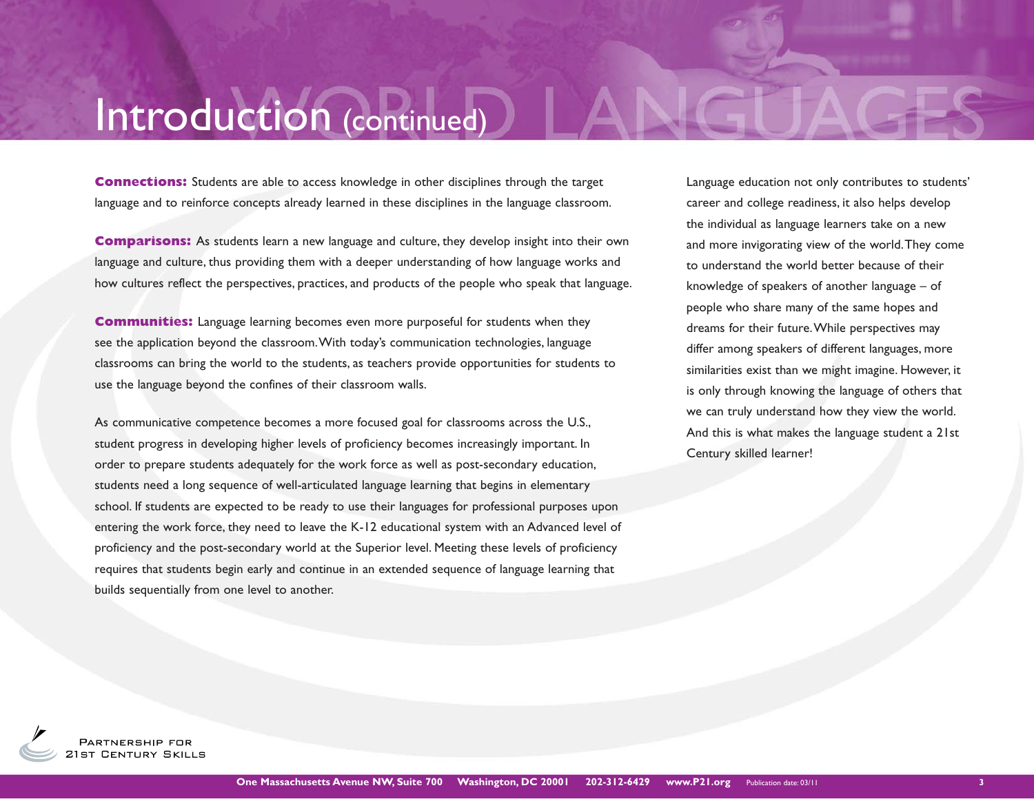# Introduction (continued)

**Connections:** Students are able to access knowledge in other disciplines through the target language and to reinforce concepts already learned in these disciplines in the language classroom.

**Comparisons:** As students learn a new language and culture, they develop insight into their own language and culture, thus providing them with a deeper understanding of how language works and how cultures reflect the perspectives, practices, and products of the people who speak that language.

**Communities:** Language learning becomes even more purposeful for students when they see the application beyond the classroom. With today's communication technologies, language classrooms can bring the world to the students, as teachers provide opportunities for students to use the language beyond the confines of their classroom walls.

As communicative competence becomes a more focused goal for classrooms across the U.S., student progress in developing higher levels of proficiency becomes increasingly important. In order to prepare students adequately for the work force as well as post-secondary education, students need a long sequence of well-articulated language learning that begins in elementary school. If students are expected to be ready to use their languages for professional purposes upon entering the work force, they need to leave the K-12 educational system with an Advanced level of proficiency and the post-secondary world at the Superior level. Meeting these levels of proficiency requires that students begin early and continue in an extended sequence of language learning that builds sequentially from one level to another.

Language education not only contributes to students' career and college readiness, it also helps develop the individual as language learners take on a new and more invigorating view of the world. They come to understand the world better because of their knowledge of speakers of another language – of people who share many of the same hopes and dreams for their future. While perspectives may differ among speakers of different languages, more similarities exist than we might imagine. However, it is only through knowing the language of others that we can truly understand how they view the world. And this is what makes the language student a 21st Century skilled learner!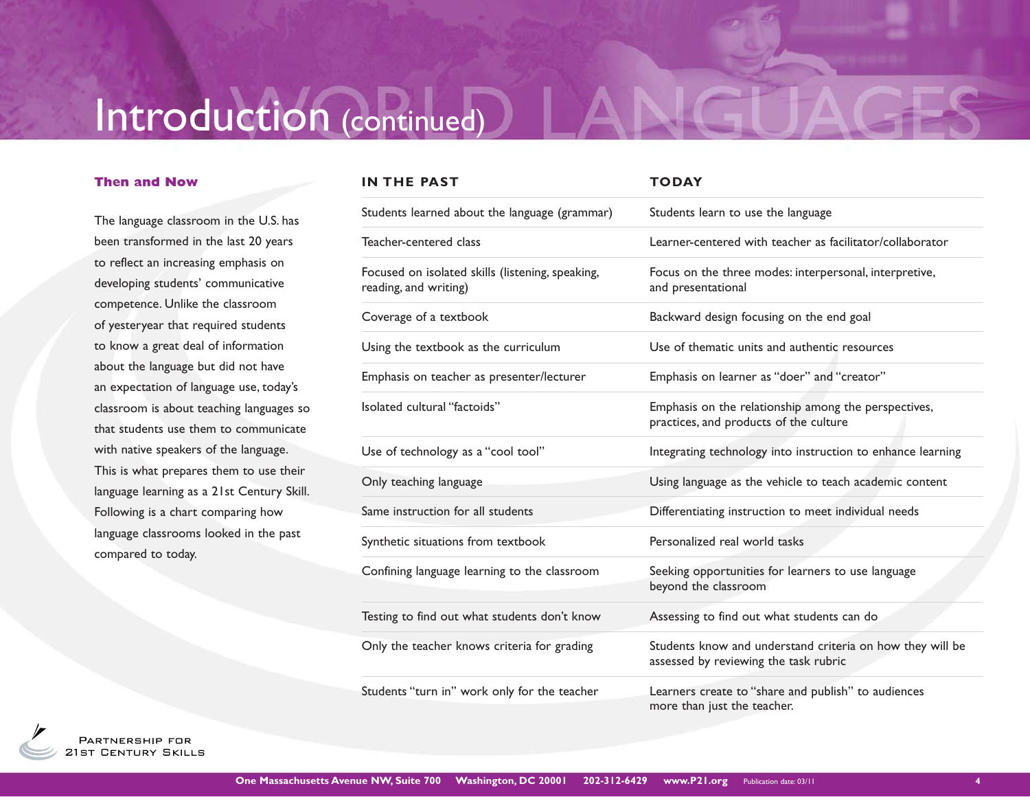# Introduction (continued)

### Then and Now

The language classroom in the U.S. has been transformed in the last 20 years to reflect an increasing emphasis on developing students' communicative competence. Unlike the classroom of yesteryear that required students to know a great deal of information about the language but did not have an expectation of language use, today's classroom is about teaching languages so that students use them to communicate with native speakers of the language. This is what prepares them to use their language learning as a 21st Century Skill. Following is a chart comparing how language classrooms looked in the past compared to today.

| IN THE PAST | TODAY |
|---|---|
| Students learned about the language (grammar) | Students learn to use the language |
| Teacher-centered class | Learner-centered with teacher as facilitator/collaborator |
| Focused on isolated skills (listening, speaking, reading, and writing) | Focus on the three modes: interpersonal, interpretive, and presentational |
| Coverage of a textbook | Backward design focusing on the end goal |
| Using the textbook as the curriculum | Use of thematic units and authentic resources |
| Emphasis on teacher as presenter/lecturer | Emphasis on learner as "doer" and "creator" |
| Isolated cultural "factoids" | Emphasis on the relationship among the perspectives, practices, and products of the culture |
| Use of technology as a "cool tool" | Integrating technology into instruction to enhance learning |
| Only teaching language | Using language as the vehicle to teach academic content |
| Same instruction for all students | Differentiating instruction to meet individual needs |
| Synthetic situations from textbook | Personalized real world tasks |
| Confining language learning to the classroom | Seeking opportunities for learners to use language beyond the classroom |
| Testing to find out what students don't know | Assessing to find out what students can do |
| Only the teacher knows criteria for grading | Students know and understand criteria on how they will be assessed by reviewing the task rubric |
| Students "turn in" work only for the teacher | Learners create to "share and publish" to audiences more than just the teacher. |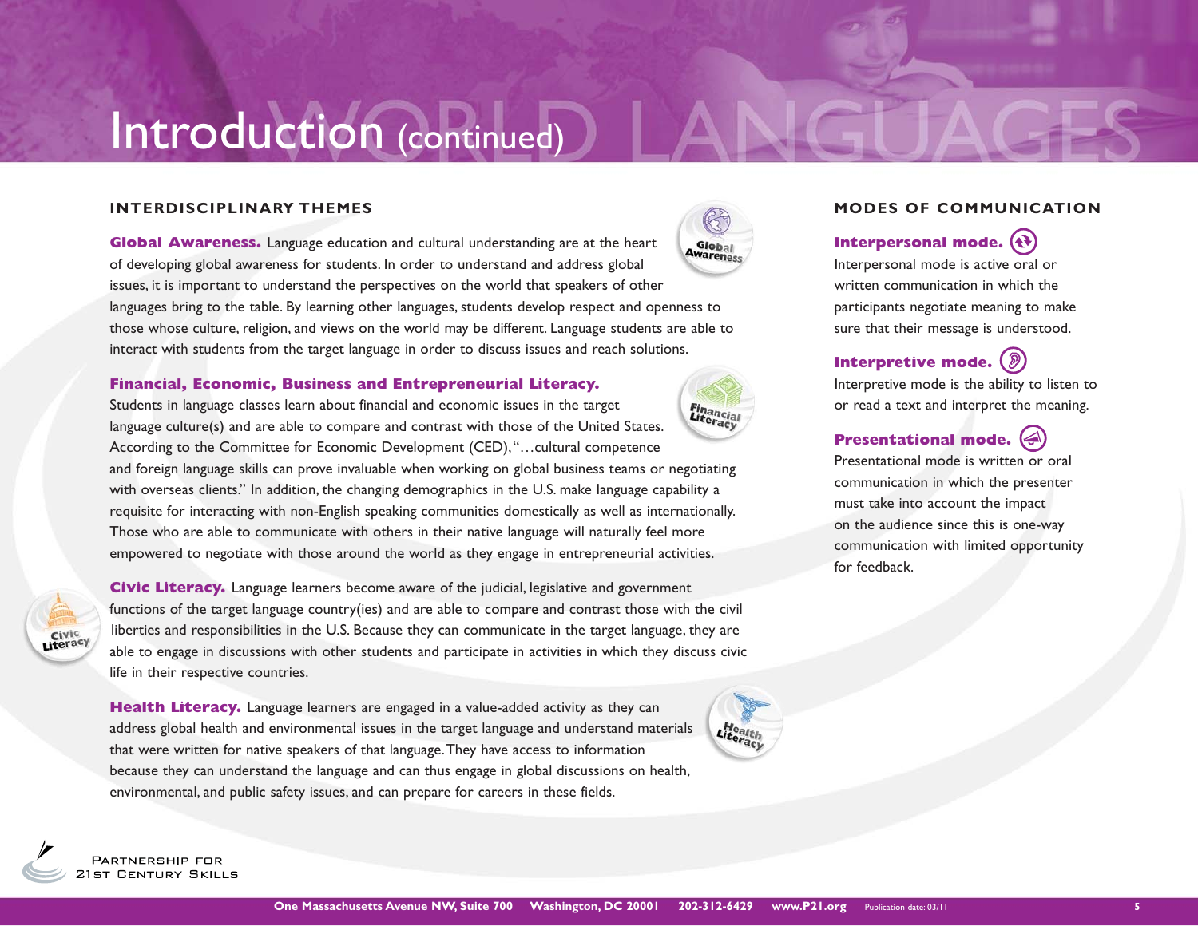# Introduction (continued)

## INTERDISCIPLINARY THEMES

**Global Awareness.** Language education and cultural understanding are at the heart of developing global awareness for students. In order to understand and address global issues, it is important to understand the perspectives on the world that speakers of other languages bring to the table. By learning other languages, students develop respect and openness to those whose culture, religion, and views on the world may be different. Language students are able to interact with students from the target language in order to discuss issues and reach solutions.

**Financial, Economic, Business and Entrepreneurial Literacy.** Students in language classes learn about financial and economic issues in the target language culture(s) and are able to compare and contrast with those of the United States. According to the Committee for Economic Development (CED), "…cultural competence and foreign language skills can prove invaluable when working on global business teams or negotiating with overseas clients." In addition, the changing demographics in the U.S. make language capability a requisite for interacting with non-English speaking communities domestically as well as internationally. Those who are able to communicate with others in their native language will naturally feel more empowered to negotiate with those around the world as they engage in entrepreneurial activities.

**Civic Literacy.** Language learners become aware of the judicial, legislative and government functions of the target language country(ies) and are able to compare and contrast those with the civil liberties and responsibilities in the U.S. Because they can communicate in the target language, they are able to engage in discussions with other students and participate in activities in which they discuss civic life in their respective countries.

**Health Literacy.** Language learners are engaged in a value-added activity as they can address global health and environmental issues in the target language and understand materials that were written for native speakers of that language. They have access to information because they can understand the language and can thus engage in global discussions on health, environmental, and public safety issues, and can prepare for careers in these fields.

## MODES OF COMMUNICATION

**Interpersonal mode.**
Interpersonal mode is active oral or written communication in which the participants negotiate meaning to make sure that their message is understood.

**Interpretive mode.**
Interpretive mode is the ability to listen to or read a text and interpret the meaning.

**Presentational mode.**
Presentational mode is written or oral communication in which the presenter must take into account the impact on the audience since this is one-way communication with limited opportunity for feedback.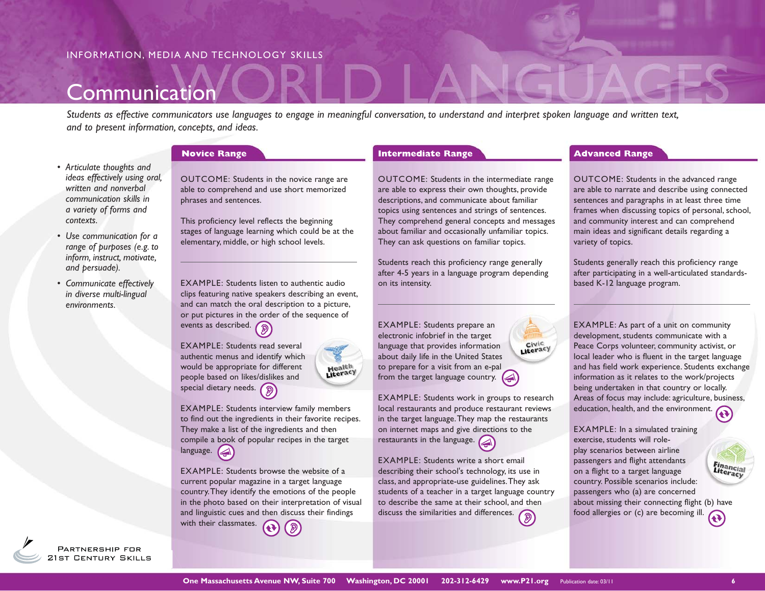INFORMATION, MEDIA AND TECHNOLOGY SKILLS

# Communication

*Students as effective communicators use languages to engage in meaningful conversation, to understand and interpret spoken language and written text, and to present information, concepts, and ideas.*

- *Articulate thoughts and ideas effectively using oral, written and nonverbal communication skills in a variety of forms and contexts.*
- *Use communication for a range of purposes (e.g. to inform, instruct, motivate, and persuade).*
- *Communicate effectively in diverse multi-lingual environments.*

## Novice Range

OUTCOME: Students in the novice range are able to comprehend and use short memorized phrases and sentences.

This proficiency level reflects the beginning stages of language learning which could be at the elementary, middle, or high school levels.

EXAMPLE: Students listen to authentic audio clips featuring native speakers describing an event, and can match the oral description to a picture, or put pictures in the order of the sequence of events as described.

EXAMPLE: Students read several authentic menus and identify which would be appropriate for different people based on likes/dislikes and special dietary needs.

Health Literacy

EXAMPLE: Students interview family members to find out the ingredients in their favorite recipes. They make a list of the ingredients and then compile a book of popular recipes in the target language.

EXAMPLE: Students browse the website of a current popular magazine in a target language country. They identify the emotions of the people in the photo based on their interpretation of visual and linguistic cues and then discuss their findings with their classmates.

## Intermediate Range

OUTCOME: Students in the intermediate range are able to express their own thoughts, provide descriptions, and communicate about familiar topics using sentences and strings of sentences. They comprehend general concepts and messages about familiar and occasionally unfamiliar topics. They can ask questions on familiar topics.

Students reach this proficiency range generally after 4-5 years in a language program depending on its intensity.

EXAMPLE: Students prepare an electronic infobrief in the target language that provides information about daily life in the United States to prepare for a visit from an e-pal from the target language country.

Civic Literacy

EXAMPLE: Students work in groups to research local restaurants and produce restaurant reviews in the target language. They map the restaurants on internet maps and give directions to the restaurants in the language.

EXAMPLE: Students write a short email describing their school's technology, its use in class, and appropriate-use guidelines. They ask students of a teacher in a target language country to describe the same at their school, and then discuss the similarities and differences.

## Advanced Range

OUTCOME: Students in the advanced range are able to narrate and describe using connected sentences and paragraphs in at least three time frames when discussing topics of personal, school, and community interest and can comprehend main ideas and significant details regarding a variety of topics.

Students generally reach this proficiency range after participating in a well-articulated standards-based K-12 language program.

EXAMPLE: As part of a unit on community development, students communicate with a Peace Corps volunteer, community activist, or local leader who is fluent in the target language and has field work experience. Students exchange information as it relates to the work/projects being undertaken in that country or locally. Areas of focus may include: agriculture, business, education, health, and the environment.

EXAMPLE: In a simulated training exercise, students will role-play scenarios between airline passengers and flight attendants on a flight to a target language country. Possible scenarios include: passengers who (a) are concerned about missing their connecting flight (b) have food allergies or (c) are becoming ill.

Financial Literacy

Partnership for 21st Century Skills

One Massachusetts Avenue NW, Suite 700 Washington, DC 20001 202-312-6429 www.P21.org Publication date: 03/11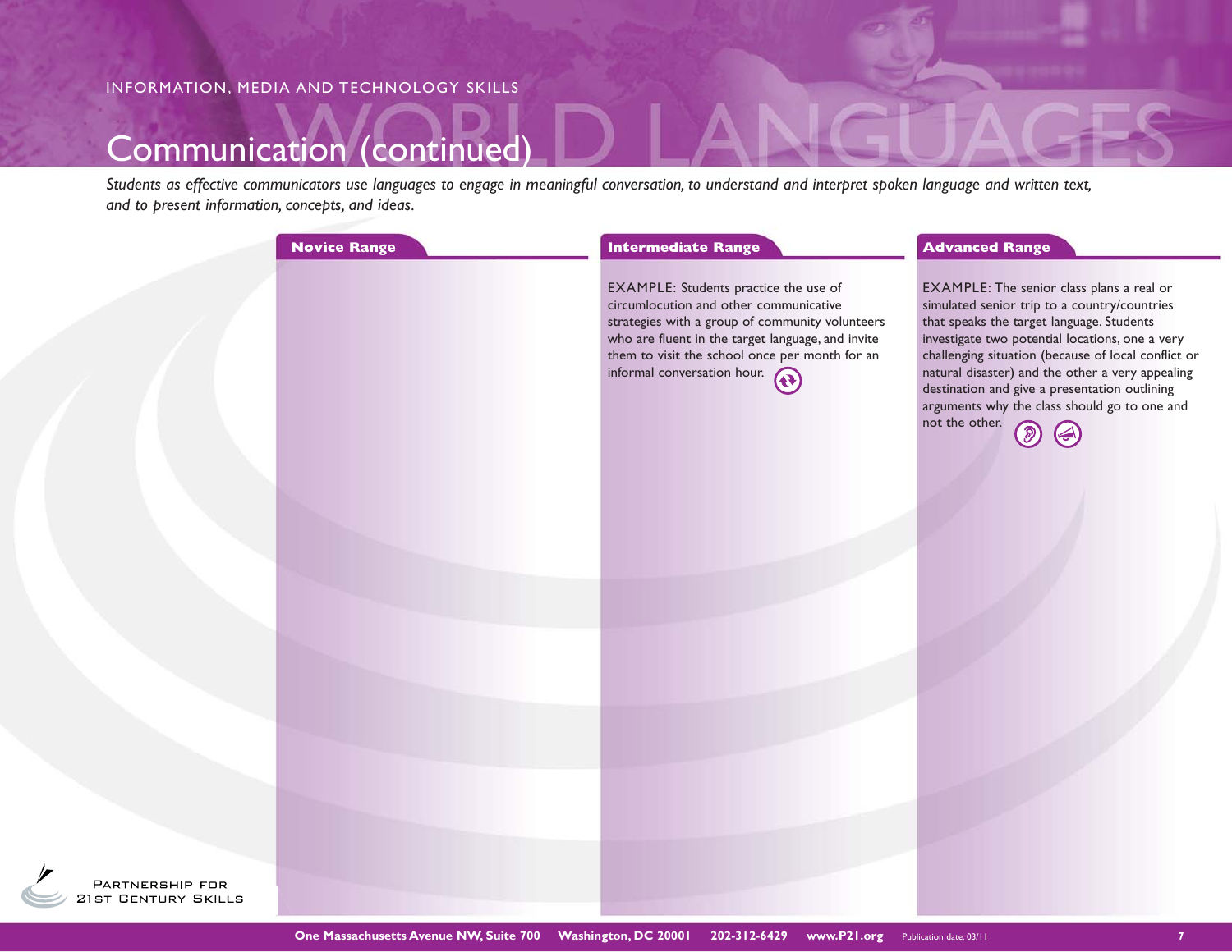INFORMATION, MEDIA AND TECHNOLOGY SKILLS

# Communication (continued)

*Students as effective communicators use languages to engage in meaningful conversation, to understand and interpret spoken language and written text, and to present information, concepts, and ideas.*

| Novice Range | Intermediate Range | Advanced Range |
| --- | --- | --- |
| | EXAMPLE: Students practice the use of circumlocution and other communicative strategies with a group of community volunteers who are fluent in the target language, and invite them to visit the school once per month for an informal conversation hour. | EXAMPLE: The senior class plans a real or simulated senior trip to a country/countries that speaks the target language. Students investigate two potential locations, one a very challenging situation (because of local conflict or natural disaster) and the other a very appealing destination and give a presentation outlining arguments why the class should go to one and not the other. |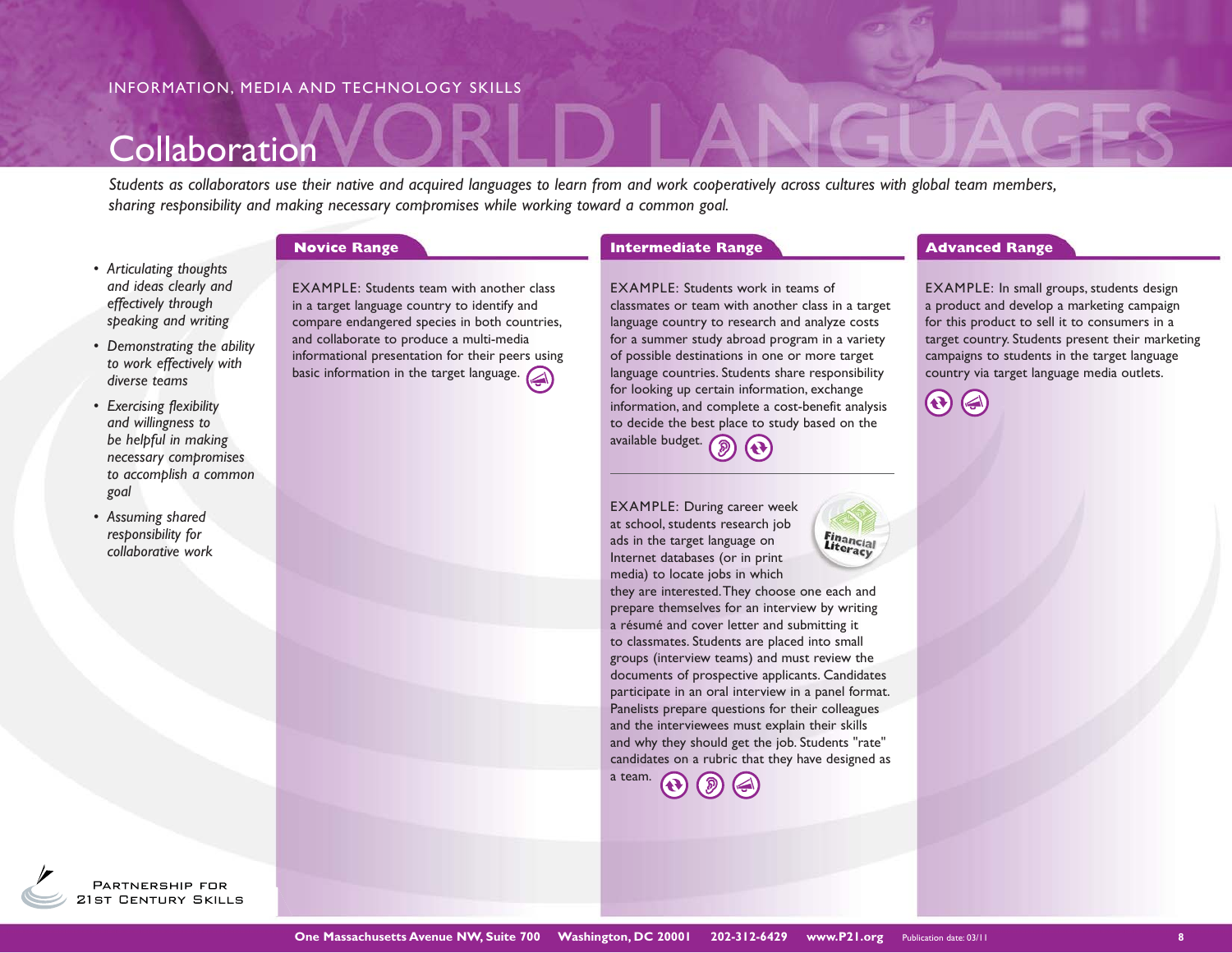INFORMATION, MEDIA AND TECHNOLOGY SKILLS

# Collaboration

*Students as collaborators use their native and acquired languages to learn from and work cooperatively across cultures with global team members, sharing responsibility and making necessary compromises while working toward a common goal.*

- *Articulating thoughts and ideas clearly and effectively through speaking and writing*
- *Demonstrating the ability to work effectively with diverse teams*
- *Exercising flexibility and willingness to be helpful in making necessary compromises to accomplish a common goal*
- *Assuming shared responsibility for collaborative work*

## Novice Range

EXAMPLE: Students team with another class in a target language country to identify and compare endangered species in both countries, and collaborate to produce a multi-media informational presentation for their peers using basic information in the target language.

## Intermediate Range

EXAMPLE: Students work in teams of classmates or team with another class in a target language country to research and analyze costs for a summer study abroad program in a variety of possible destinations in one or more target language countries. Students share responsibility for looking up certain information, exchange information, and complete a cost-benefit analysis to decide the best place to study based on the available budget.

EXAMPLE: During career week at school, students research job ads in the target language on Internet databases (or in print media) to locate jobs in which they are interested. They choose one each and prepare themselves for an interview by writing a résumé and cover letter and submitting it to classmates. Students are placed into small groups (interview teams) and must review the documents of prospective applicants. Candidates participate in an oral interview in a panel format. Panelists prepare questions for their colleagues and the interviewees must explain their skills and why they should get the job. Students "rate" candidates on a rubric that they have designed as a team.

Financial Literacy

## Advanced Range

EXAMPLE: In small groups, students design a product and develop a marketing campaign for this product to sell it to consumers in a target country. Students present their marketing campaigns to students in the target language country via target language media outlets.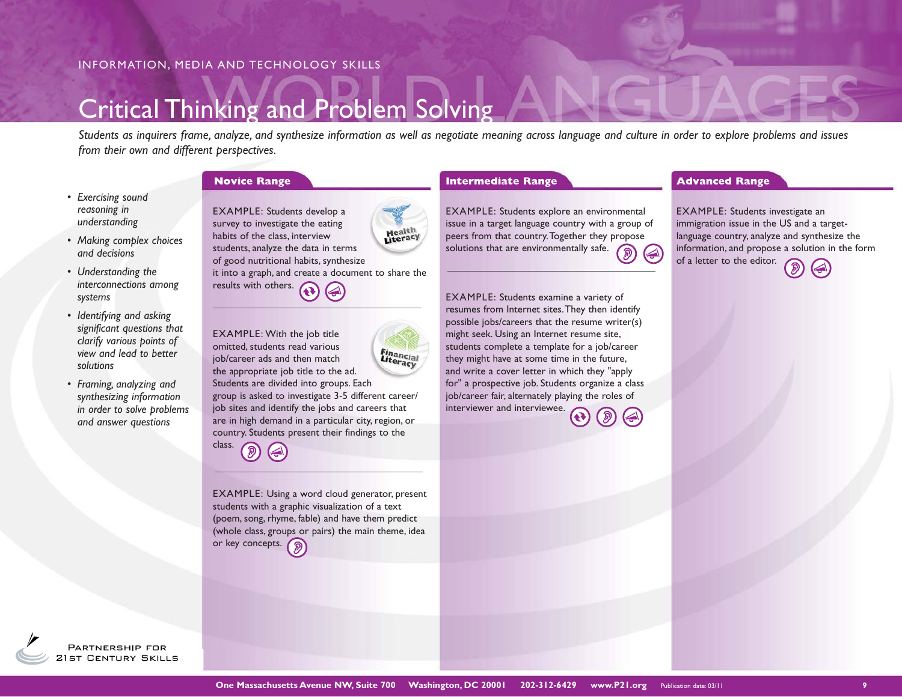INFORMATION, MEDIA AND TECHNOLOGY SKILLS

# Critical Thinking and Problem Solving

*Students as inquirers frame, analyze, and synthesize information as well as negotiate meaning across language and culture in order to explore problems and issues from their own and different perspectives.*

- *Exercising sound reasoning in understanding*
- *Making complex choices and decisions*
- *Understanding the interconnections among systems*
- *Identifying and asking significant questions that clarify various points of view and lead to better solutions*
- *Framing, analyzing and synthesizing information in order to solve problems and answer questions*

## Novice Range

EXAMPLE: Students develop a survey to investigate the eating habits of the class, interview students, analyze the data in terms of good nutritional habits, synthesize it into a graph, and create a document to share the results with others.

Health Literacy

---

EXAMPLE: With the job title omitted, students read various job/career ads and then match the appropriate job title to the ad. Students are divided into groups. Each group is asked to investigate 3-5 different career/job sites and identify the jobs and careers that are in high demand in a particular city, region, or country. Students present their findings to the class.

Financial Literacy

---

EXAMPLE: Using a word cloud generator, present students with a graphic visualization of a text (poem, song, rhyme, fable) and have them predict (whole class, groups or pairs) the main theme, idea or key concepts.

## Intermediate Range

EXAMPLE: Students explore an environmental issue in a target language country with a group of peers from that country. Together they propose solutions that are environmentally safe.

---

EXAMPLE: Students examine a variety of resumes from Internet sites. They then identify possible jobs/careers that the resume writer(s) might seek. Using an Internet resume site, students complete a template for a job/career they might have at some time in the future, and write a cover letter in which they "apply for" a prospective job. Students organize a class job/career fair, alternately playing the roles of interviewer and interviewee.

## Advanced Range

EXAMPLE: Students investigate an immigration issue in the US and a target-language country, analyze and synthesize the information, and propose a solution in the form of a letter to the editor.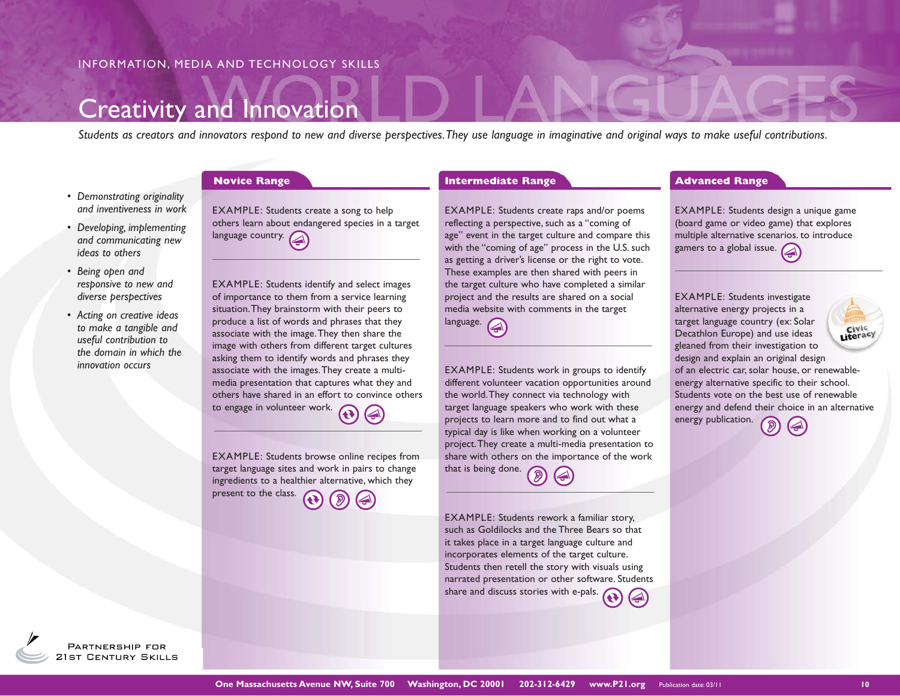INFORMATION, MEDIA AND TECHNOLOGY SKILLS

# Creativity and Innovation

*Students as creators and innovators respond to new and diverse perspectives. They use language in imaginative and original ways to make useful contributions.*

- *Demonstrating originality and inventiveness in work*
- *Developing, implementing and communicating new ideas to others*
- *Being open and responsive to new and diverse perspectives*
- *Acting on creative ideas to make a tangible and useful contribution to the domain in which the innovation occurs*

## Novice Range

EXAMPLE: Students create a song to help others learn about endangered species in a target language country.

EXAMPLE: Students identify and select images of importance to them from a service learning situation. They brainstorm with their peers to produce a list of words and phrases that they associate with the image. They then share the image with others from different target cultures asking them to identify words and phrases they associate with the images. They create a multi-media presentation that captures what they and others have shared in an effort to convince others to engage in volunteer work.

EXAMPLE: Students browse online recipes from target language sites and work in pairs to change ingredients to a healthier alternative, which they present to the class.

## Intermediate Range

EXAMPLE: Students create raps and/or poems reflecting a perspective, such as a "coming of age" event in the target culture and compare this with the "coming of age" process in the U.S. such as getting a driver's license or the right to vote. These examples are then shared with peers in the target culture who have completed a similar project and the results are shared on a social media website with comments in the target language.

EXAMPLE: Students work in groups to identify different volunteer vacation opportunities around the world. They connect via technology with target language speakers who work with these projects to learn more and to find out what a typical day is like when working on a volunteer project. They create a multi-media presentation to share with others on the importance of the work that is being done.

EXAMPLE: Students rework a familiar story, such as Goldilocks and the Three Bears so that it takes place in a target language culture and incorporates elements of the target culture. Students then retell the story with visuals using narrated presentation or other software. Students share and discuss stories with e-pals.

## Advanced Range

EXAMPLE: Students design a unique game (board game or video game) that explores multiple alternative scenarios. to introduce gamers to a global issue.

EXAMPLE: Students investigate alternative energy projects in a target language country (ex: Solar Decathlon Europe) and use ideas gleaned from their investigation to design and explain an original design of an electric car, solar house, or renewable-energy alternative specific to their school. Students vote on the best use of renewable energy and defend their choice in an alternative energy publication.

Civic Literacy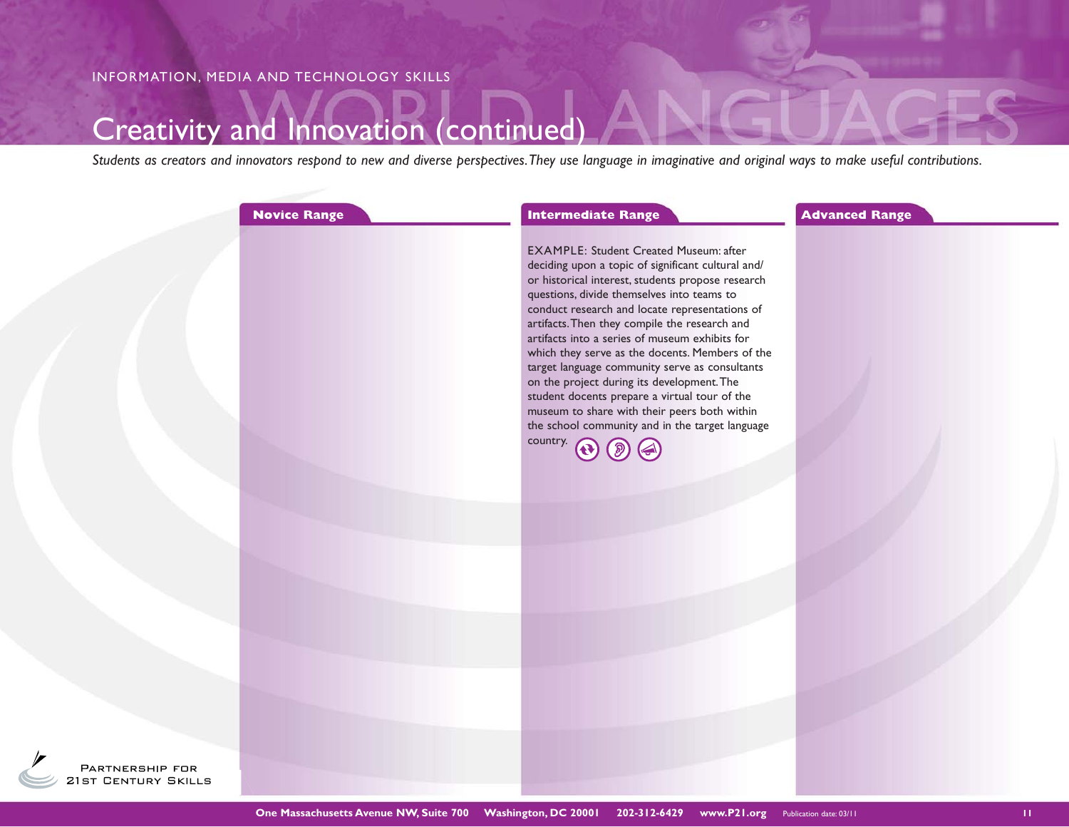INFORMATION, MEDIA AND TECHNOLOGY SKILLS

# Creativity and Innovation (continued)

*Students as creators and innovators respond to new and diverse perspectives. They use language in imaginative and original ways to make useful contributions.*

## Novice Range

## Intermediate Range

EXAMPLE: Student Created Museum: after deciding upon a topic of significant cultural and/or historical interest, students propose research questions, divide themselves into teams to conduct research and locate representations of artifacts. Then they compile the research and artifacts into a series of museum exhibits for which they serve as the docents. Members of the target language community serve as consultants on the project during its development. The student docents prepare a virtual tour of the museum to share with their peers both within the school community and in the target language country.

## Advanced Range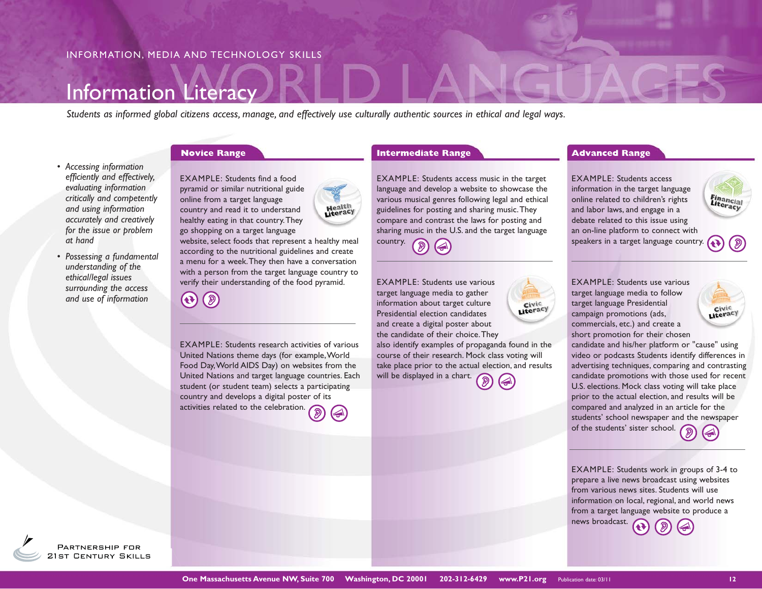INFORMATION, MEDIA AND TECHNOLOGY SKILLS

# Information Literacy

*Students as informed global citizens access, manage, and effectively use culturally authentic sources in ethical and legal ways.*

- *Accessing information efficiently and effectively, evaluating information critically and competently and using information accurately and creatively for the issue or problem at hand*
- *Possessing a fundamental understanding of the ethical/legal issues surrounding the access and use of information*

## Novice Range

EXAMPLE: Students find a food pyramid or similar nutritional guide online from a target language country and read it to understand healthy eating in that country. They go shopping on a target language website, select foods that represent a healthy meal according to the nutritional guidelines and create a menu for a week. They then have a conversation with a person from the target language country to verify their understanding of the food pyramid.

EXAMPLE: Students research activities of various United Nations theme days (for example, World Food Day, World AIDS Day) on websites from the United Nations and target language countries. Each student (or student team) selects a participating country and develops a digital poster of its activities related to the celebration.

## Intermediate Range

EXAMPLE: Students access music in the target language and develop a website to showcase the various musical genres following legal and ethical guidelines for posting and sharing music. They compare and contrast the laws for posting and sharing music in the U.S. and the target language country.

EXAMPLE: Students use various target language media to gather information about target culture Presidential election candidates and create a digital poster about the candidate of their choice. They also identify examples of propaganda found in the course of their research. Mock class voting will take place prior to the actual election, and results will be displayed in a chart.

## Advanced Range

EXAMPLE: Students access information in the target language online related to children's rights and labor laws, and engage in a debate related to this issue using an on-line platform to connect with speakers in a target language country.

EXAMPLE: Students use various target language media to follow target language Presidential campaign promotions (ads, commercials, etc.) and create a short promotion for their chosen candidate and his/her platform or "cause" using video or podcasts Students identify differences in advertising techniques, comparing and contrasting candidate promotions with those used for recent U.S. elections. Mock class voting will take place prior to the actual election, and results will be compared and analyzed in an article for the students' school newspaper and the newspaper of the students' sister school.

EXAMPLE: Students work in groups of 3-4 to prepare a live news broadcast using websites from various news sites. Students will use information on local, regional, and world news from a target language website to produce a news broadcast.

Partnership for 21st Century Skills

One Massachusetts Avenue NW, Suite 700 Washington, DC 20001 202-312-6429 www.P21.org Publication date: 03/11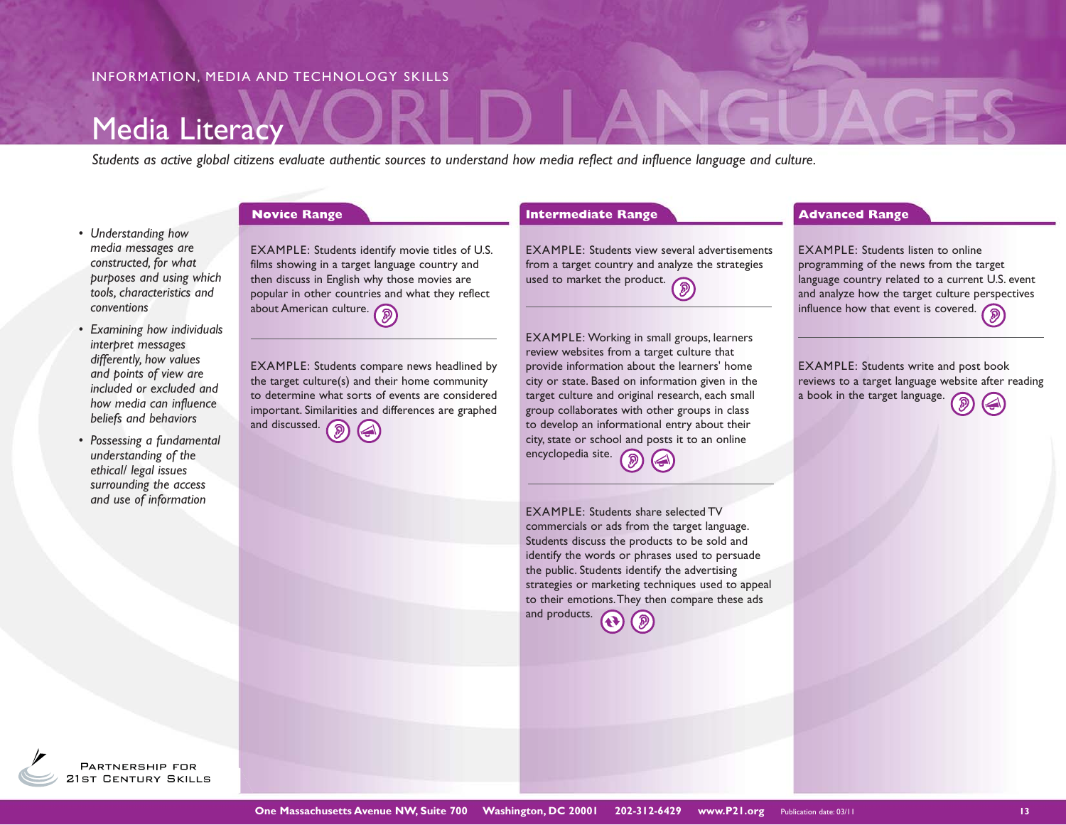INFORMATION, MEDIA AND TECHNOLOGY SKILLS

# Media Literacy

*Students as active global citizens evaluate authentic sources to understand how media reflect and influence language and culture.*

- *Understanding how media messages are constructed, for what purposes and using which tools, characteristics and conventions*
- *Examining how individuals interpret messages differently, how values and points of view are included or excluded and how media can influence beliefs and behaviors*
- *Possessing a fundamental understanding of the ethical/ legal issues surrounding the access and use of information*

## Novice Range

EXAMPLE: Students identify movie titles of U.S. films showing in a target language country and then discuss in English why those movies are popular in other countries and what they reflect about American culture.

EXAMPLE: Students compare news headlined by the target culture(s) and their home community to determine what sorts of events are considered important. Similarities and differences are graphed and discussed.

## Intermediate Range

EXAMPLE: Students view several advertisements from a target country and analyze the strategies used to market the product.

EXAMPLE: Working in small groups, learners review websites from a target culture that provide information about the learners' home city or state. Based on information given in the target culture and original research, each small group collaborates with other groups in class to develop an informational entry about their city, state or school and posts it to an online encyclopedia site.

EXAMPLE: Students share selected TV commercials or ads from the target language. Students discuss the products to be sold and identify the words or phrases used to persuade the public. Students identify the advertising strategies or marketing techniques used to appeal to their emotions. They then compare these ads and products.

## Advanced Range

EXAMPLE: Students listen to online programming of the news from the target language country related to a current U.S. event and analyze how the target culture perspectives influence how that event is covered.

EXAMPLE: Students write and post book reviews to a target language website after reading a book in the target language.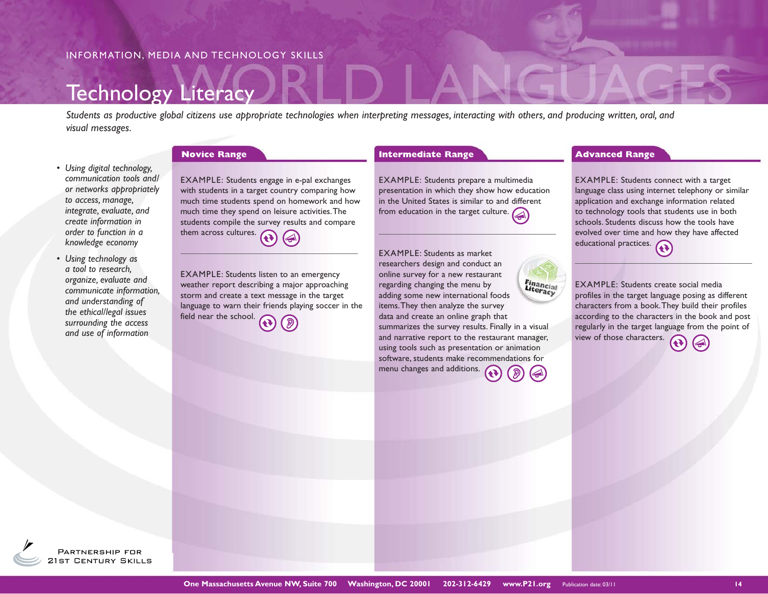INFORMATION, MEDIA AND TECHNOLOGY SKILLS

# Technology Literacy

*Students as productive global citizens use appropriate technologies when interpreting messages, interacting with others, and producing written, oral, and visual messages.*

- *Using digital technology, communication tools and/or networks appropriately to access, manage, integrate, evaluate, and create information in order to function in a knowledge economy*
- *Using technology as a tool to research, organize, evaluate and communicate information, and understanding of the ethical/legal issues surrounding the access and use of information*

## Novice Range

EXAMPLE: Students engage in e-pal exchanges with students in a target country comparing how much time students spend on homework and how much time they spend on leisure activities. The students compile the survey results and compare them across cultures.

EXAMPLE: Students listen to an emergency weather report describing a major approaching storm and create a text message in the target language to warn their friends playing soccer in the field near the school.

## Intermediate Range

EXAMPLE: Students prepare a multimedia presentation in which they show how education in the United States is similar to and different from education in the target culture.

EXAMPLE: Students as market researchers design and conduct an online survey for a new restaurant regarding changing the menu by adding some new international foods items. They then analyze the survey data and create an online graph that summarizes the survey results. Finally in a visual and narrative report to the restaurant manager, using tools such as presentation or animation software, students make recommendations for menu changes and additions.

Financial Literacy

## Advanced Range

EXAMPLE: Students connect with a target language class using internet telephony or similar application and exchange information related to technology tools that students use in both schools. Students discuss how the tools have evolved over time and how they have affected educational practices.

EXAMPLE: Students create social media profiles in the target language posing as different characters from a book. They build their profiles according to the characters in the book and post regularly in the target language from the point of view of those characters.

Partnership for 21st Century Skills

One Massachusetts Avenue NW, Suite 700 Washington, DC 20001 202-312-6429 www.P21.org Publication date: 03/11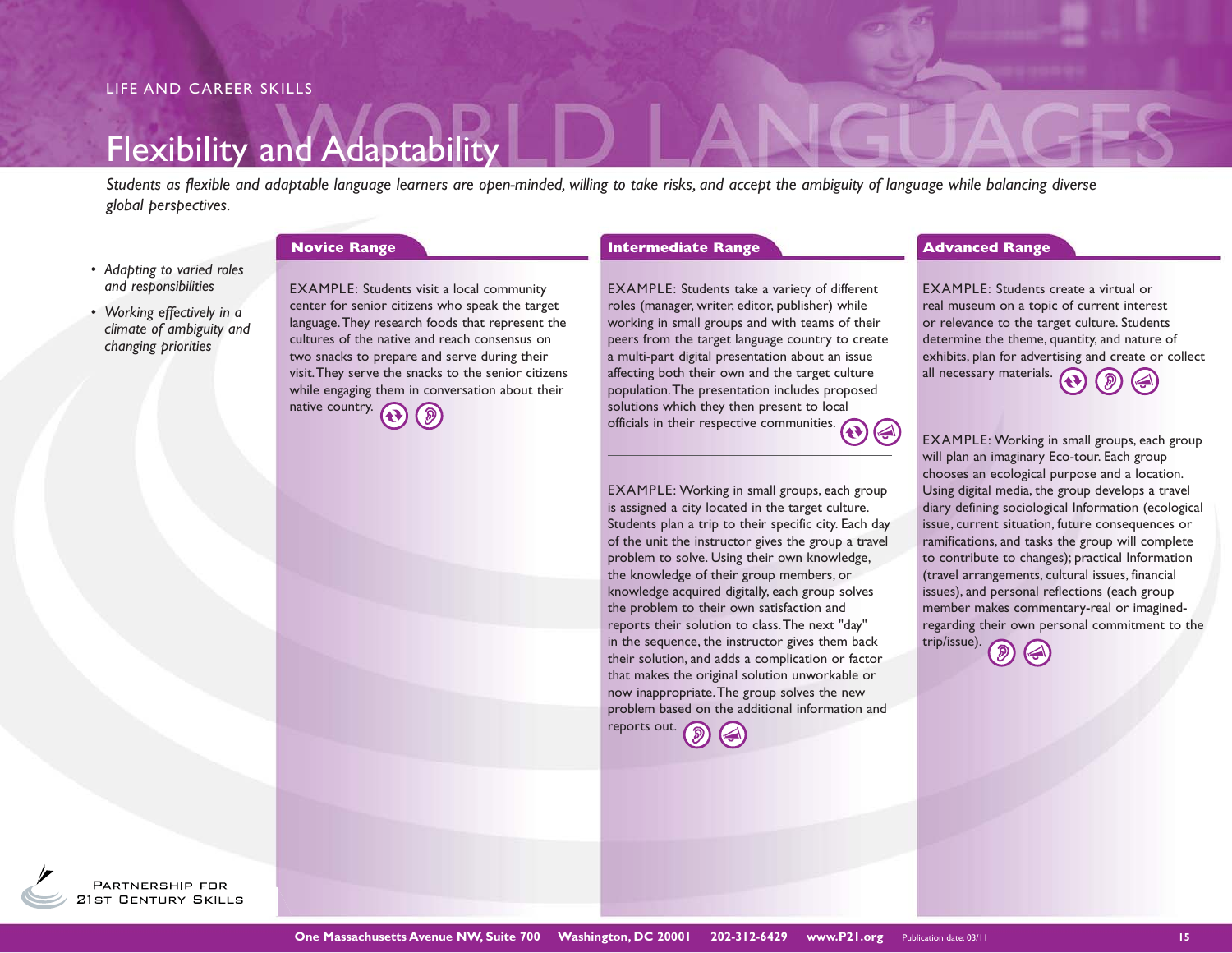LIFE AND CAREER SKILLS

# Flexibility and Adaptability

*Students as flexible and adaptable language learners are open-minded, willing to take risks, and accept the ambiguity of language while balancing diverse global perspectives.*

- *Adapting to varied roles and responsibilities*
- *Working effectively in a climate of ambiguity and changing priorities*

## Novice Range

EXAMPLE: Students visit a local community center for senior citizens who speak the target language. They research foods that represent the cultures of the native and reach consensus on two snacks to prepare and serve during their visit. They serve the snacks to the senior citizens while engaging them in conversation about their native country.

## Intermediate Range

EXAMPLE: Students take a variety of different roles (manager, writer, editor, publisher) while working in small groups and with teams of their peers from the target language country to create a multi-part digital presentation about an issue affecting both their own and the target culture population. The presentation includes proposed solutions which they then present to local officials in their respective communities.

---

EXAMPLE: Working in small groups, each group is assigned a city located in the target culture. Students plan a trip to their specific city. Each day of the unit the instructor gives the group a travel problem to solve. Using their own knowledge, the knowledge of their group members, or knowledge acquired digitally, each group solves the problem to their own satisfaction and reports their solution to class. The next "day" in the sequence, the instructor gives them back their solution, and adds a complication or factor that makes the original solution unworkable or now inappropriate. The group solves the new problem based on the additional information and reports out.

## Advanced Range

EXAMPLE: Students create a virtual or real museum on a topic of current interest or relevance to the target culture. Students determine the theme, quantity, and nature of exhibits, plan for advertising and create or collect all necessary materials.

---

EXAMPLE: Working in small groups, each group will plan an imaginary Eco-tour. Each group chooses an ecological purpose and a location. Using digital media, the group develops a travel diary defining sociological Information (ecological issue, current situation, future consequences or ramifications, and tasks the group will complete to contribute to changes); practical Information (travel arrangements, cultural issues, financial issues), and personal reflections (each group member makes commentary-real or imagined-regarding their own personal commitment to the trip/issue).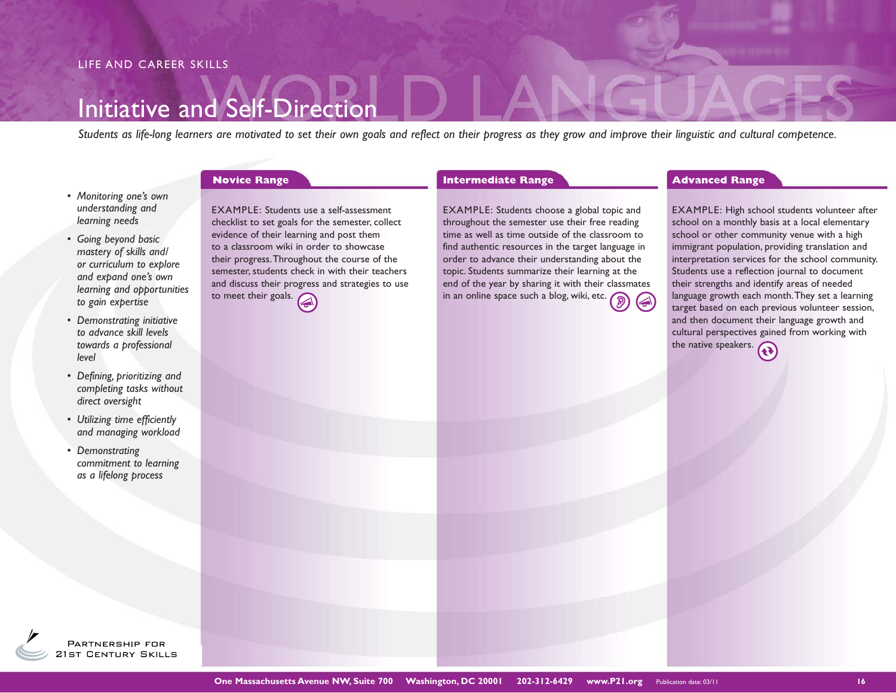LIFE AND CAREER SKILLS

# Initiative and Self-Direction

*Students as life-long learners are motivated to set their own goals and reflect on their progress as they grow and improve their linguistic and cultural competence.*

- *Monitoring one's own understanding and learning needs*
- *Going beyond basic mastery of skills and/or curriculum to explore and expand one's own learning and opportunities to gain expertise*
- *Demonstrating initiative to advance skill levels towards a professional level*
- *Defining, prioritizing and completing tasks without direct oversight*
- *Utilizing time efficiently and managing workload*
- *Demonstrating commitment to learning as a lifelong process*

### Novice Range

EXAMPLE: Students use a self-assessment checklist to set goals for the semester, collect evidence of their learning and post them to a classroom wiki in order to showcase their progress. Throughout the course of the semester, students check in with their teachers and discuss their progress and strategies to use to meet their goals.

### Intermediate Range

EXAMPLE: Students choose a global topic and throughout the semester use their free reading time as well as time outside of the classroom to find authentic resources in the target language in order to advance their understanding about the topic. Students summarize their learning at the end of the year by sharing it with their classmates in an online space such a blog, wiki, etc.

### Advanced Range

EXAMPLE: High school students volunteer after school on a monthly basis at a local elementary school or other community venue with a high immigrant population, providing translation and interpretation services for the school community. Students use a reflection journal to document their strengths and identify areas of needed language growth each month. They set a learning target based on each previous volunteer session, and then document their language growth and cultural perspectives gained from working with the native speakers.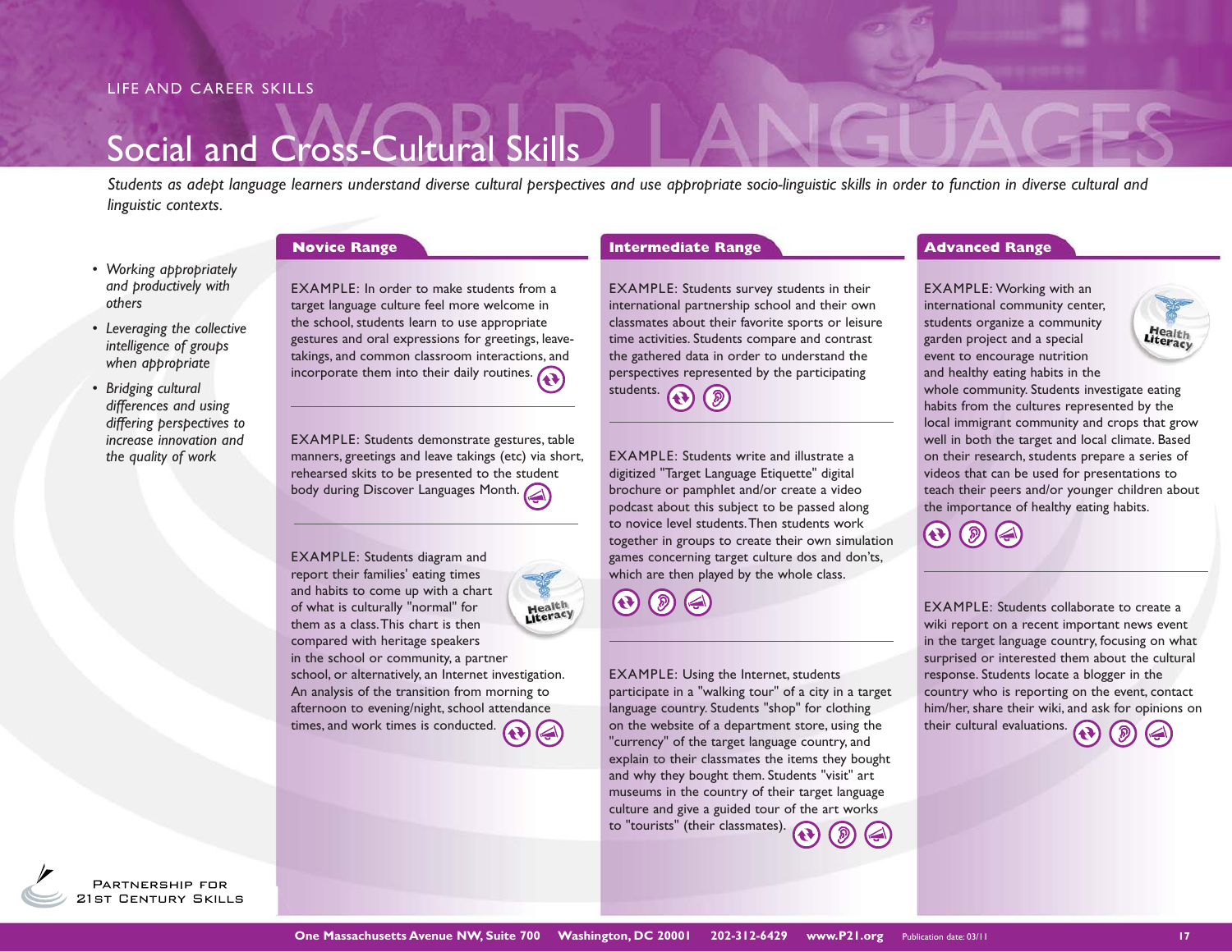LIFE AND CAREER SKILLS

# Social and Cross-Cultural Skills

*Students as adept language learners understand diverse cultural perspectives and use appropriate socio-linguistic skills in order to function in diverse cultural and linguistic contexts.*

- *Working appropriately and productively with others*
- *Leveraging the collective intelligence of groups when appropriate*
- *Bridging cultural differences and using differing perspectives to increase innovation and the quality of work*

## Novice Range

EXAMPLE: In order to make students from a target language culture feel more welcome in the school, students learn to use appropriate gestures and oral expressions for greetings, leave-takings, and common classroom interactions, and incorporate them into their daily routines.

---

EXAMPLE: Students demonstrate gestures, table manners, greetings and leave takings (etc) via short, rehearsed skits to be presented to the student body during Discover Languages Month.

---

EXAMPLE: Students diagram and report their families' eating times and habits to come up with a chart of what is culturally "normal" for them as a class. This chart is then compared with heritage speakers in the school or community, a partner school, or alternatively, an Internet investigation. An analysis of the transition from morning to afternoon to evening/night, school attendance times, and work times is conducted.

Health Literacy

## Intermediate Range

EXAMPLE: Students survey students in their international partnership school and their own classmates about their favorite sports or leisure time activities. Students compare and contrast the gathered data in order to understand the perspectives represented by the participating students.

---

EXAMPLE: Students write and illustrate a digitized "Target Language Etiquette" digital brochure or pamphlet and/or create a video podcast about this subject to be passed along to novice level students. Then students work together in groups to create their own simulation games concerning target culture dos and don'ts, which are then played by the whole class.

---

EXAMPLE: Using the Internet, students participate in a "walking tour" of a city in a target language country. Students "shop" for clothing on the website of a department store, using the "currency" of the target language country, and explain to their classmates the items they bought and why they bought them. Students "visit" art museums in the country of their target language culture and give a guided tour of the art works to "tourists" (their classmates).

## Advanced Range

EXAMPLE: Working with an international community center, students organize a community garden project and a special event to encourage nutrition and healthy eating habits in the whole community. Students investigate eating habits from the cultures represented by the local immigrant community and crops that grow well in both the target and local climate. Based on their research, students prepare a series of videos that can be used for presentations to teach their peers and/or younger children about the importance of healthy eating habits.

Health Literacy

---

EXAMPLE: Students collaborate to create a wiki report on a recent important news event in the target language country, focusing on what surprised or interested them about the cultural response. Students locate a blogger in the country who is reporting on the event, contact him/her, share their wiki, and ask for opinions on their cultural evaluations.

Partnership for 21st Century Skills

One Massachusetts Avenue NW, Suite 700 Washington, DC 20001 202-312-6429 www.P21.org Publication date: 03/11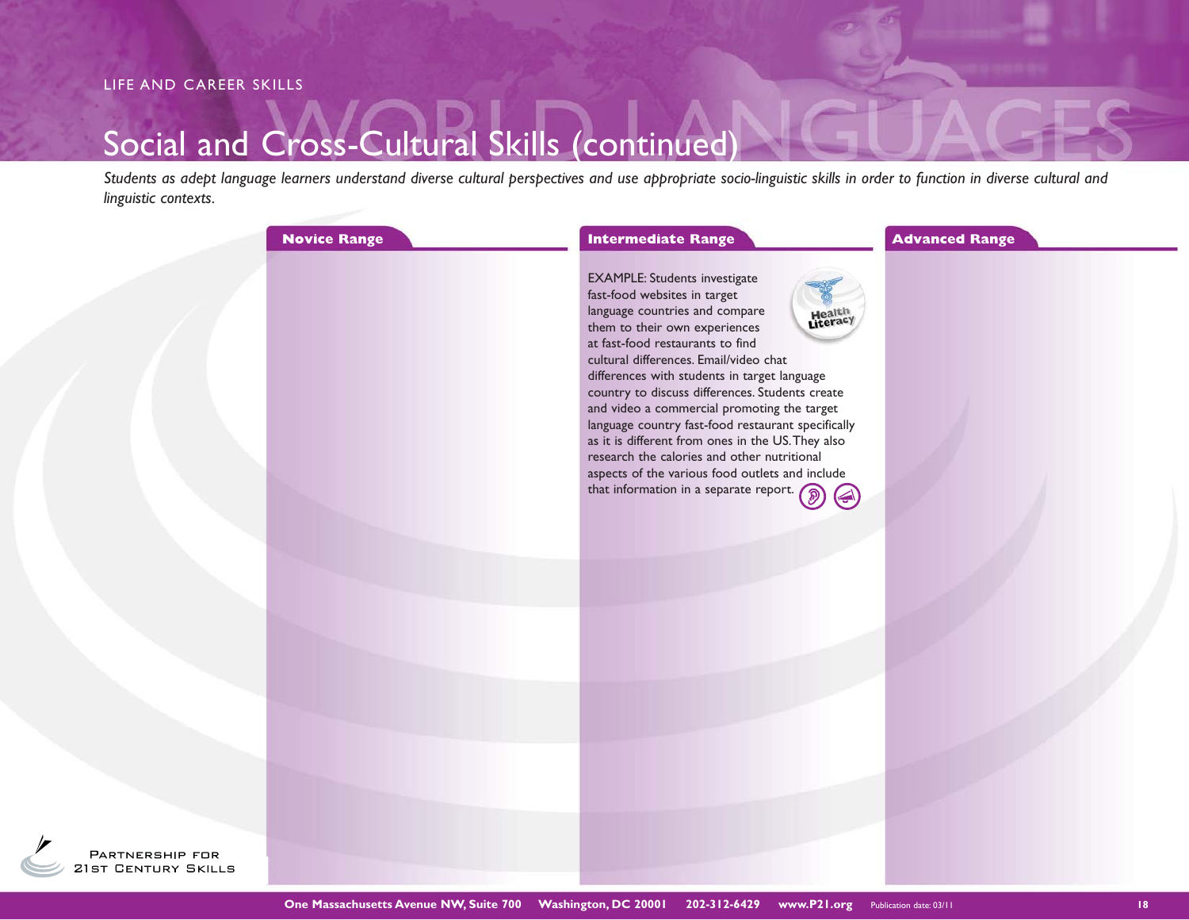LIFE AND CAREER SKILLS

# Social and Cross-Cultural Skills (continued)

*Students as adept language learners understand diverse cultural perspectives and use appropriate socio-linguistic skills in order to function in diverse cultural and linguistic contexts.*

| Novice Range | Intermediate Range | Advanced Range |
| --- | --- | --- |
| | EXAMPLE: Students investigate fast-food websites in target language countries and compare them to their own experiences at fast-food restaurants to find cultural differences. Email/video chat differences with students in target language country to discuss differences. Students create and video a commercial promoting the target language country fast-food restaurant specifically as it is different from ones in the US. They also research the calories and other nutritional aspects of the various food outlets and include that information in a separate report. (Health Literacy) | |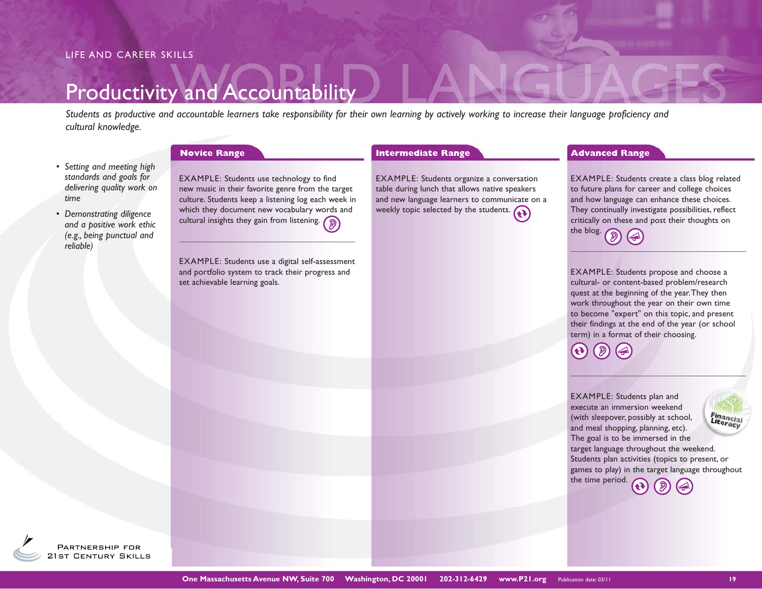LIFE AND CAREER SKILLS

# Productivity and Accountability

*Students as productive and accountable learners take responsibility for their own learning by actively working to increase their language proficiency and cultural knowledge.*

- *Setting and meeting high standards and goals for delivering quality work on time*
- *Demonstrating diligence and a positive work ethic (e.g., being punctual and reliable)*

## Novice Range

EXAMPLE: Students use technology to find new music in their favorite genre from the target culture. Students keep a listening log each week in which they document new vocabulary words and cultural insights they gain from listening.

EXAMPLE: Students use a digital self-assessment and portfolio system to track their progress and set achievable learning goals.

## Intermediate Range

EXAMPLE: Students organize a conversation table during lunch that allows native speakers and new language learners to communicate on a weekly topic selected by the students.

## Advanced Range

EXAMPLE: Students create a class blog related to future plans for career and college choices and how language can enhance these choices. They continually investigate possibilities, reflect critically on these and post their thoughts on the blog.

EXAMPLE: Students propose and choose a cultural- or content-based problem/research quest at the beginning of the year. They then work throughout the year on their own time to become "expert" on this topic, and present their findings at the end of the year (or school term) in a format of their choosing.

EXAMPLE: Students plan and execute an immersion weekend (with sleepover, possibly at school, and meal shopping, planning, etc). The goal is to be immersed in the target language throughout the weekend. Students plan activities (topics to present, or games to play) in the target language throughout the time period.

Financial Literacy

Partnership for 21st Century Skills

One Massachusetts Avenue NW, Suite 700 Washington, DC 20001 202-312-6429 www.P21.org Publication date: 03/11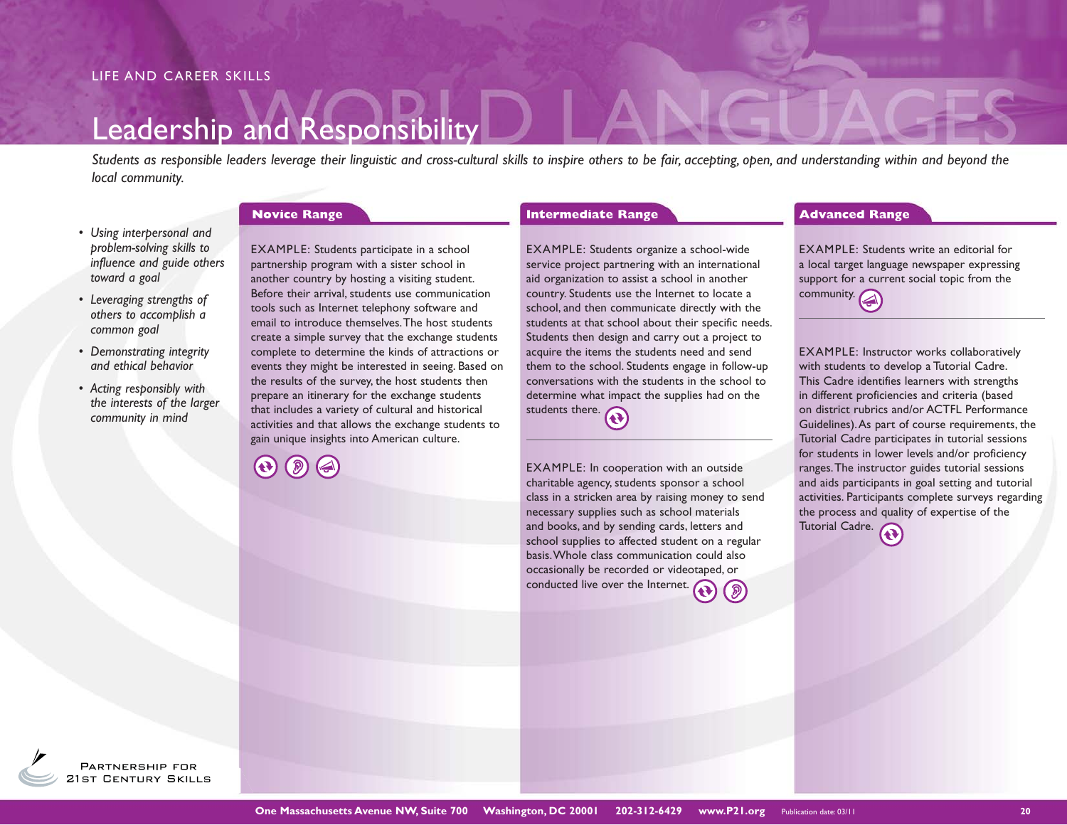LIFE AND CAREER SKILLS

# Leadership and Responsibility

*Students as responsible leaders leverage their linguistic and cross-cultural skills to inspire others to be fair, accepting, open, and understanding within and beyond the local community.*

- *Using interpersonal and problem-solving skills to influence and guide others toward a goal*
- *Leveraging strengths of others to accomplish a common goal*
- *Demonstrating integrity and ethical behavior*
- *Acting responsibly with the interests of the larger community in mind*

## Novice Range

EXAMPLE: Students participate in a school partnership program with a sister school in another country by hosting a visiting student. Before their arrival, students use communication tools such as Internet telephony software and email to introduce themselves. The host students create a simple survey that the exchange students complete to determine the kinds of attractions or events they might be interested in seeing. Based on the results of the survey, the host students then prepare an itinerary for the exchange students that includes a variety of cultural and historical activities and that allows the exchange students to gain unique insights into American culture.

## Intermediate Range

EXAMPLE: Students organize a school-wide service project partnering with an international aid organization to assist a school in another country. Students use the Internet to locate a school, and then communicate directly with the students at that school about their specific needs. Students then design and carry out a project to acquire the items the students need and send them to the school. Students engage in follow-up conversations with the students in the school to determine what impact the supplies had on the students there.

EXAMPLE: In cooperation with an outside charitable agency, students sponsor a school class in a stricken area by raising money to send necessary supplies such as school materials and books, and by sending cards, letters and school supplies to affected student on a regular basis. Whole class communication could also occasionally be recorded or videotaped, or conducted live over the Internet.

## Advanced Range

EXAMPLE: Students write an editorial for a local target language newspaper expressing support for a current social topic from the community.

EXAMPLE: Instructor works collaboratively with students to develop a Tutorial Cadre. This Cadre identifies learners with strengths in different proficiencies and criteria (based on district rubrics and/or ACTFL Performance Guidelines). As part of course requirements, the Tutorial Cadre participates in tutorial sessions for students in lower levels and/or proficiency ranges. The instructor guides tutorial sessions and aids participants in goal setting and tutorial activities. Participants complete surveys regarding the process and quality of expertise of the Tutorial Cadre.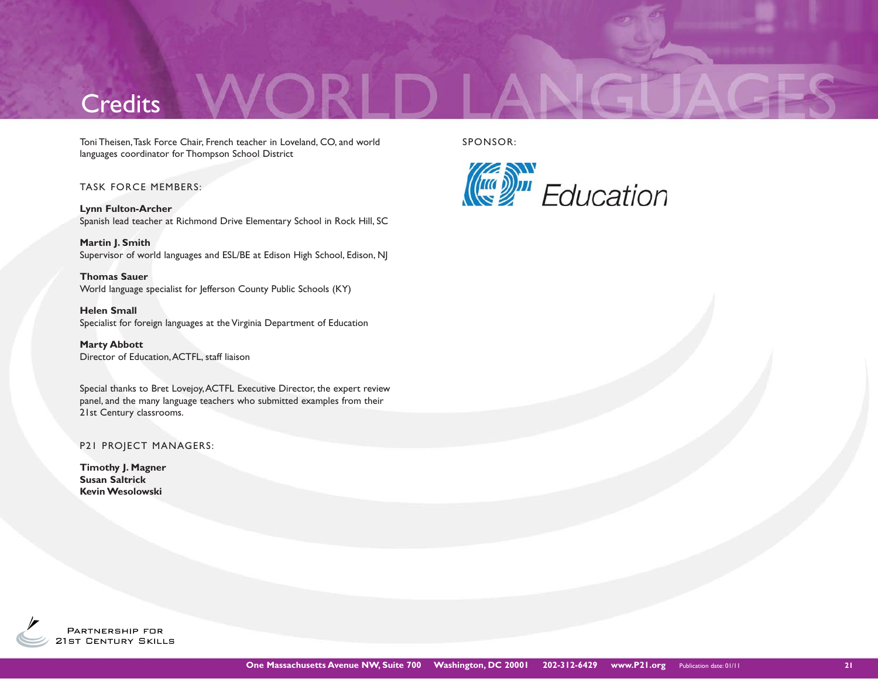# Credits

Toni Theisen, Task Force Chair, French teacher in Loveland, CO, and world languages coordinator for Thompson School District

TASK FORCE MEMBERS:

**Lynn Fulton-Archer**
Spanish lead teacher at Richmond Drive Elementary School in Rock Hill, SC

**Martin J. Smith**
Supervisor of world languages and ESL/BE at Edison High School, Edison, NJ

**Thomas Sauer**
World language specialist for Jefferson County Public Schools (KY)

**Helen Small**
Specialist for foreign languages at the Virginia Department of Education

**Marty Abbott**
Director of Education, ACTFL, staff liaison

Special thanks to Bret Lovejoy, ACTFL Executive Director, the expert review panel, and the many language teachers who submitted examples from their 21st Century classrooms.

P21 PROJECT MANAGERS:

**Timothy J. Magner**
**Susan Saltrick**
**Kevin Wesolowski**

SPONSOR:

EF Education

Partnership for 21st Century Skills

One Massachusetts Avenue NW, Suite 700 Washington, DC 20001 202-312-6429 www.P21.org Publication date: 01/11